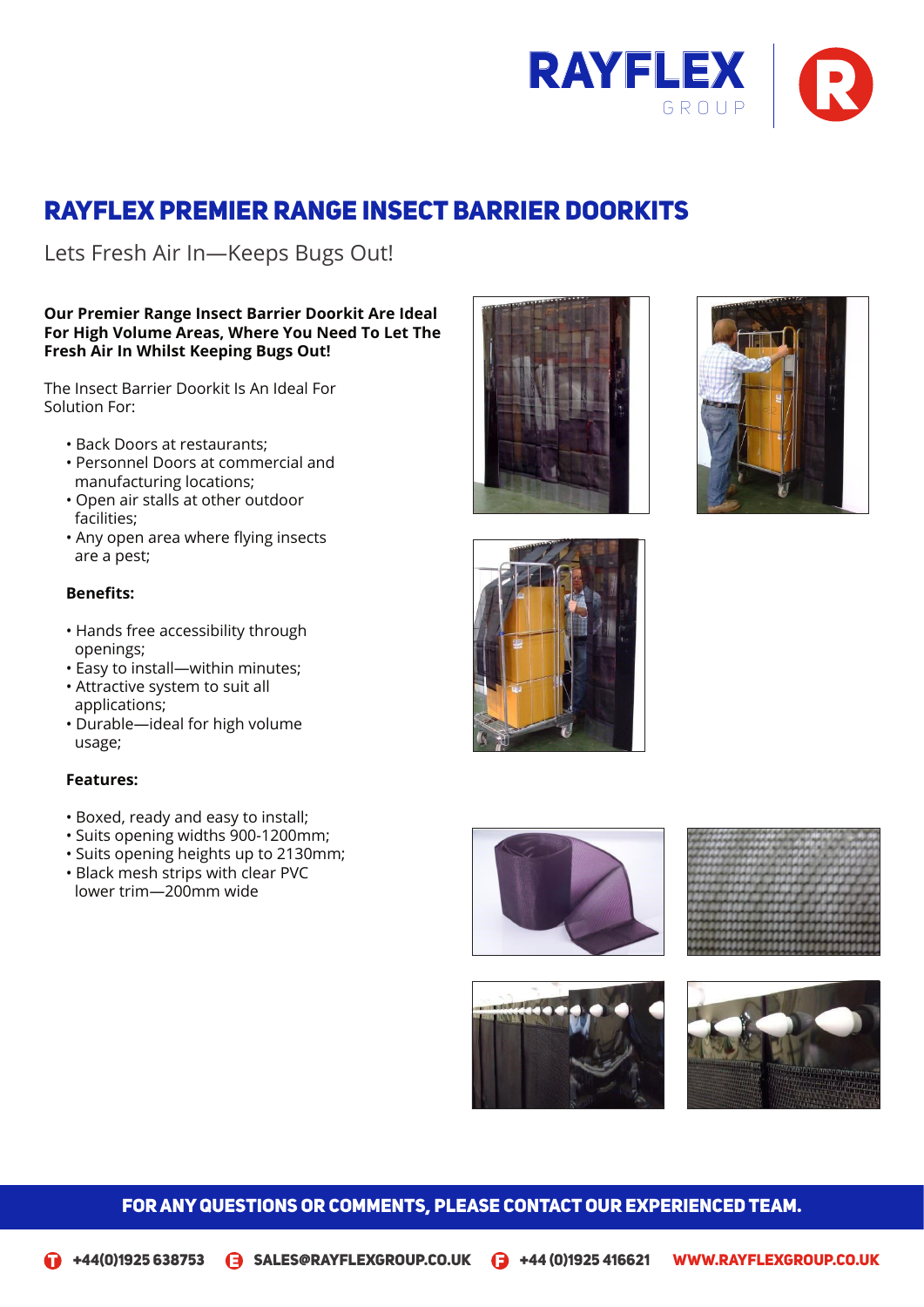# RAYFLEX PREMIER RANGE INSECT BARRIER DOORKITS

Lets Fresh Air In—Keeps Bugs Out!

**Our Premier Range Insect Barrier Doorkit Are Ideal For High Volume Areas, Where You Need To Let The Fresh Air In Whilst Keeping Bugs Out!**

The Insect Barrier Doorkit Is An Ideal For Solution For:

- Back Doors at restaurants;
- Personnel Doors at commercial and manufacturing locations;
- Open air stalls at other outdoor facilities;
- Any open area where flying insects are a pest;

### Benefits:

- Hands free accessibility through openings;
- Easy to install—within minutes;
- Attractive system to suit all applications;
- Durable—ideal for high volume usage;

### Features:

- Boxed, ready and easy to install;
- Suits opening widths 900-1200mm;
- Suits opening heights up to 2130mm;
- Black mesh strips with clear PVC lower trim—200mm wide

**FOR ANY QUESTIONS OR COMMENTS, PLEASE CONTACT OUR EXPERIENCED TEAM.**

T +44(0)1925 638753 E SALES@RAYFLEXGROUP.CO.UK F +44 (0)1925 416621 WWW.RAYFLEXGROUP.CO.UK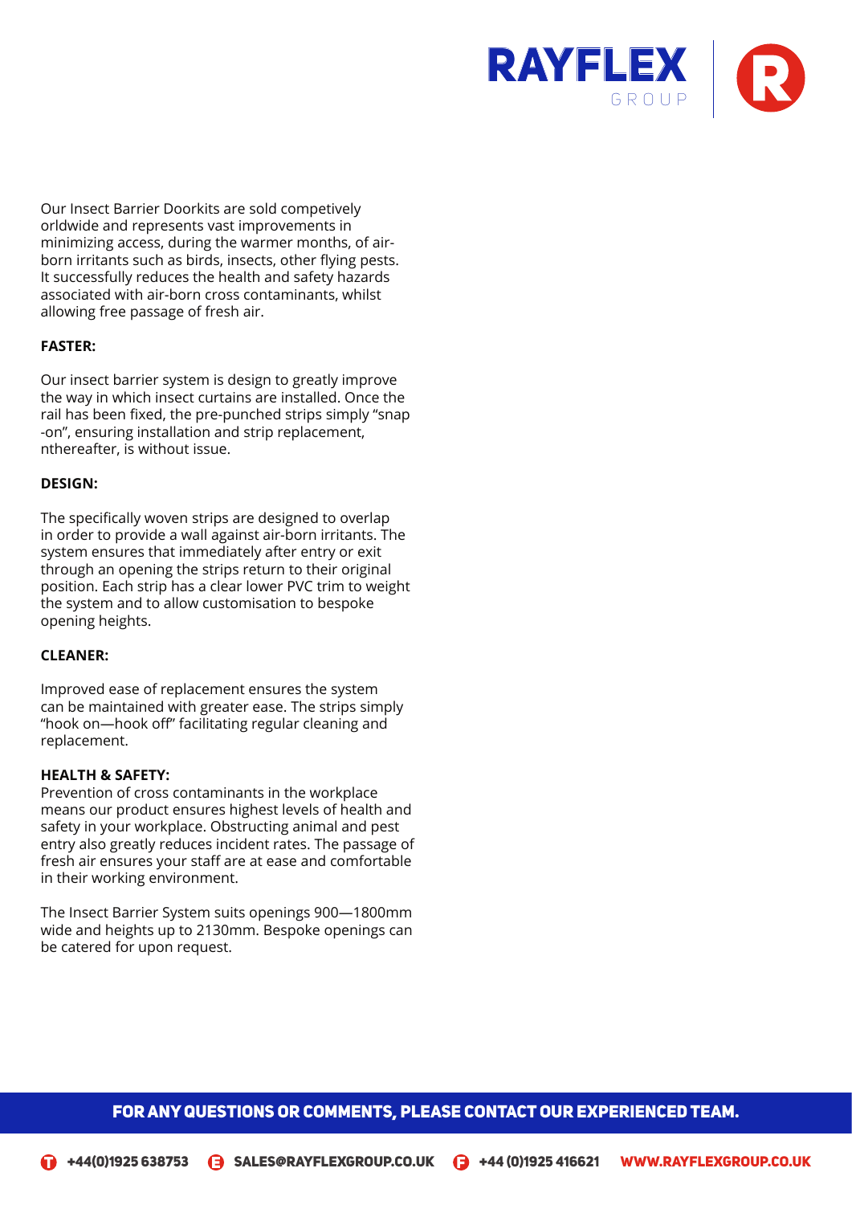Our Insect Barrier Doorkits are sold competively orldwide and represents vast improvements in minimizing access, during the warmer months, of air-born irritants such as birds, insects, other flying pests. It successfully reduces the health and safety hazards associated with air-born cross contaminants, whilst allowing free passage of fresh air.

**FASTER:**

Our insect barrier system is design to greatly improve the way in which insect curtains are installed. Once the rail has been fixed, the pre-punched strips simply "snap -on", ensuring installation and strip replacement, nthereafter, is without issue.

**DESIGN:**

The specifically woven strips are designed to overlap in order to provide a wall against air-born irritants. The system ensures that immediately after entry or exit through an opening the strips return to their original position. Each strip has a clear lower PVC trim to weight the system and to allow customisation to bespoke opening heights.

**CLEANER:**

Improved ease of replacement ensures the system can be maintained with greater ease. The strips simply "hook on—hook off" facilitating regular cleaning and replacement.

**HEALTH & SAFETY:**

Prevention of cross contaminants in the workplace means our product ensures highest levels of health and safety in your workplace. Obstructing animal and pest entry also greatly reduces incident rates. The passage of fresh air ensures your staff are at ease and comfortable in their working environment.

The Insect Barrier System suits openings 900—1800mm wide and heights up to 2130mm. Bespoke openings can be catered for upon request.

**FOR ANY QUESTIONS OR COMMENTS, PLEASE CONTACT OUR EXPERIENCED TEAM.**

T +44(0)1925 638753 E SALES@RAYFLEXGROUP.CO.UK F +44 (0)1925 416621 WWW.RAYFLEXGROUP.CO.UK